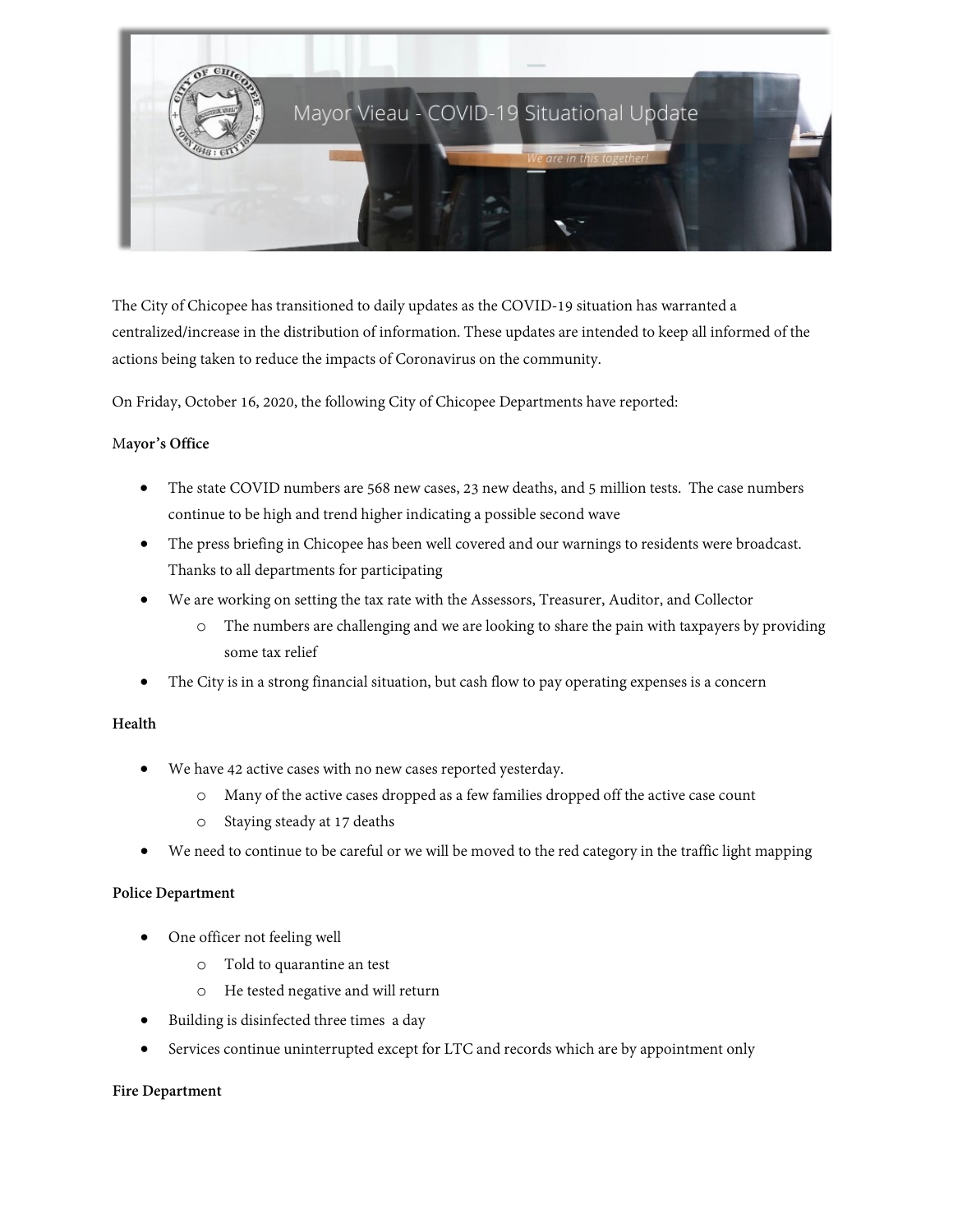# Mayor Vieau - COVID-19 Situational Update

*We are in this together!*

The City of Chicopee has transitioned to daily updates as the COVID-19 situation has warranted a centralized/increase in the distribution of information. These updates are intended to keep all informed of the actions being taken to reduce the impacts of Coronavirus on the community.

On Friday, October 16, 2020, the following City of Chicopee Departments have reported:

**Mayor's Office**

- The state COVID numbers are 568 new cases, 23 new deaths, and 5 million tests. The case numbers continue to be high and trend higher indicating a possible second wave
- The press briefing in Chicopee has been well covered and our warnings to residents were broadcast. Thanks to all departments for participating
- We are working on setting the tax rate with the Assessors, Treasurer, Auditor, and Collector
  - The numbers are challenging and we are looking to share the pain with taxpayers by providing some tax relief
- The City is in a strong financial situation, but cash flow to pay operating expenses is a concern

**Health**

- We have 42 active cases with no new cases reported yesterday.
  - Many of the active cases dropped as a few families dropped off the active case count
  - Staying steady at 17 deaths
- We need to continue to be careful or we will be moved to the red category in the traffic light mapping

**Police Department**

- One officer not feeling well
  - Told to quarantine an test
  - He tested negative and will return
- Building is disinfected three times a day
- Services continue uninterrupted except for LTC and records which are by appointment only

**Fire Department**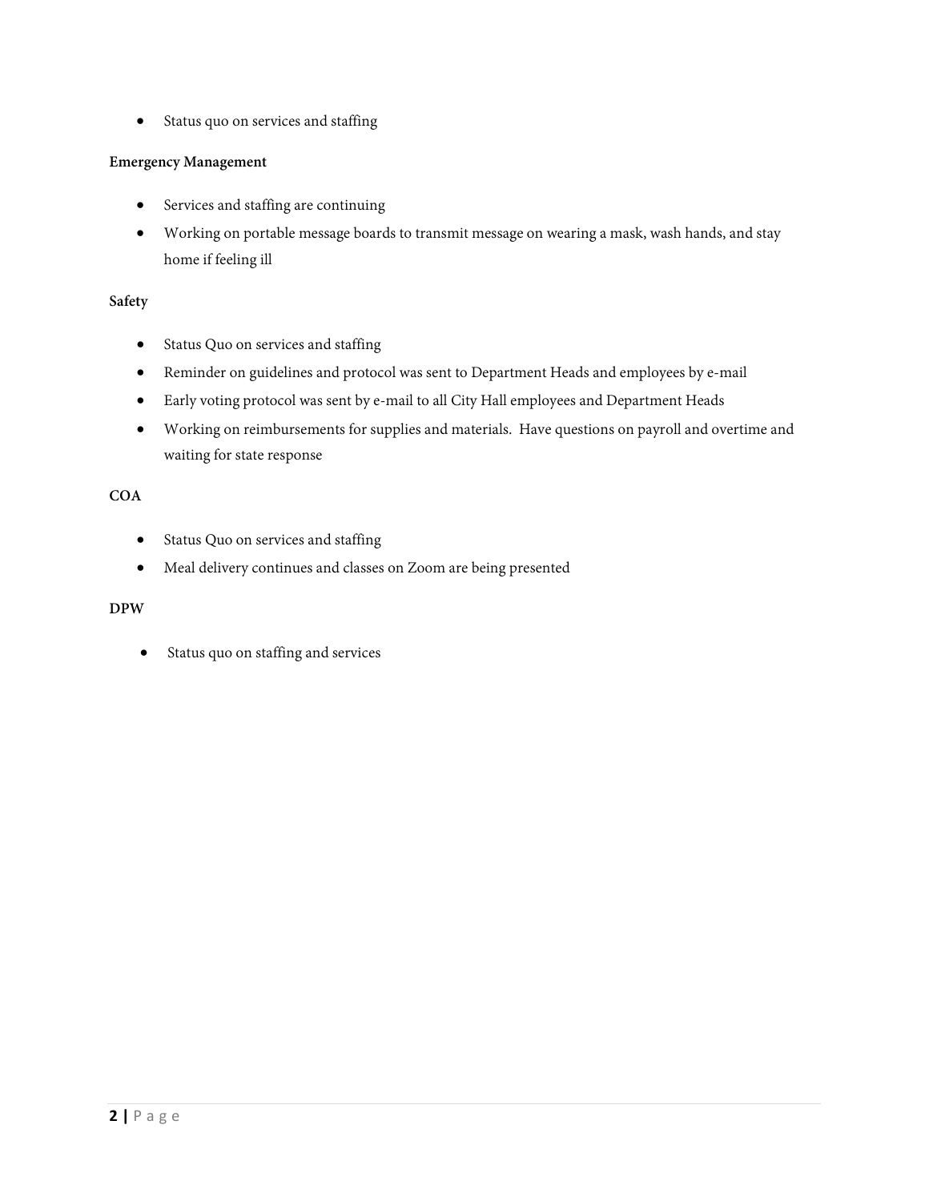- Status quo on services and staffing

**Emergency Management**

- Services and staffing are continuing
- Working on portable message boards to transmit message on wearing a mask, wash hands, and stay home if feeling ill

**Safety**

- Status Quo on services and staffing
- Reminder on guidelines and protocol was sent to Department Heads and employees by e-mail
- Early voting protocol was sent by e-mail to all City Hall employees and Department Heads
- Working on reimbursements for supplies and materials.  Have questions on payroll and overtime and waiting for state response

**COA**

- Status Quo on services and staffing
- Meal delivery continues and classes on Zoom are being presented

**DPW**

- Status quo on staffing and services